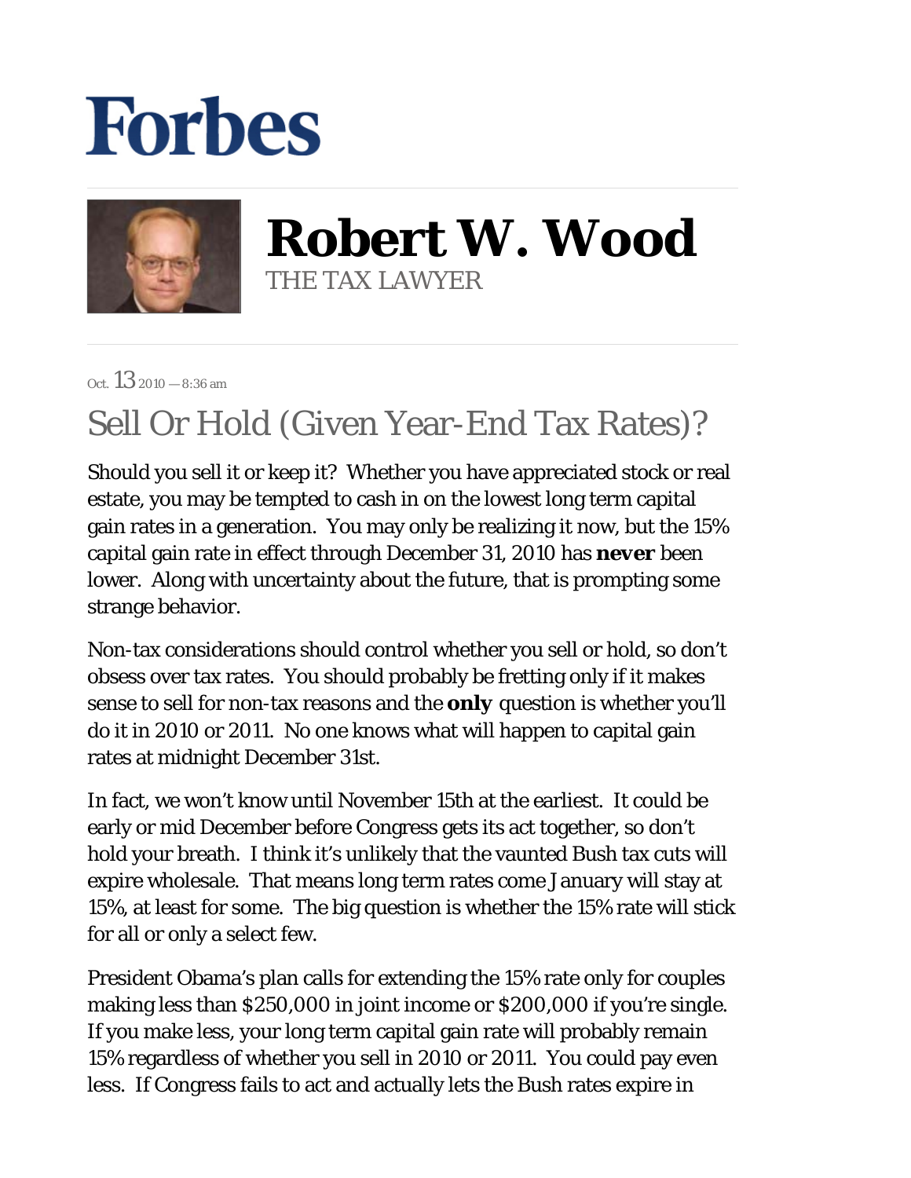# Forbes

**Robert W. Wood**
THE TAX LAWYER

Oct. 13 2010 — 8:36 am

## Sell Or Hold (Given Year-End Tax Rates)?

Should you sell it or keep it? Whether you have appreciated stock or real estate, you may be tempted to cash in on the lowest long term capital gain rates in a generation. You may only be realizing it now, but the 15% capital gain rate in effect through December 31, 2010 has **never** been lower. Along with uncertainty about the future, that is prompting some strange behavior.

Non-tax considerations should control whether you sell or hold, so don't obsess over tax rates. You should probably be fretting only if it makes sense to sell for non-tax reasons and the **only** question is whether you'll do it in 2010 or 2011. No one knows what will happen to capital gain rates at midnight December 31st.

In fact, we won't know until November 15th at the earliest. It could be early or mid December before Congress gets its act together, so don't hold your breath. I think it's unlikely that the vaunted Bush tax cuts will expire wholesale. That means long term rates come January will stay at 15%, at least for some. The big question is whether the 15% rate will stick for all or only a select few.

President Obama's plan calls for extending the 15% rate only for couples making less than $250,000 in joint income or $200,000 if you're single. If you make less, your long term capital gain rate will probably remain 15% regardless of whether you sell in 2010 or 2011. You could pay even less. If Congress fails to act and actually lets the Bush rates expire in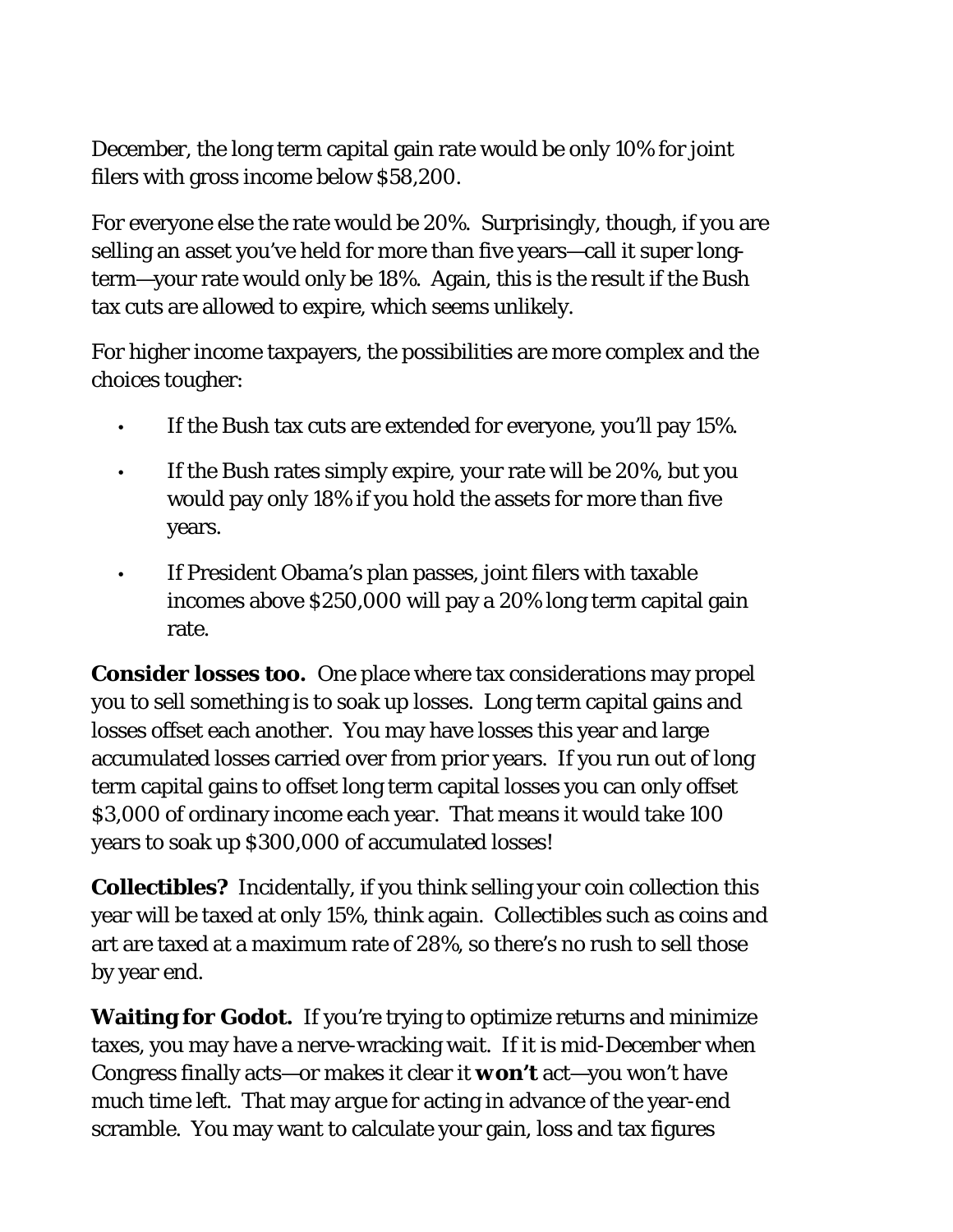December, the long term capital gain rate would be only 10% for joint filers with gross income below $58,200.

For everyone else the rate would be 20%. Surprisingly, though, if you are selling an asset you've held for more than five years—call it super long-term—your rate would only be 18%. Again, this is the result if the Bush tax cuts are allowed to expire, which seems unlikely.

For higher income taxpayers, the possibilities are more complex and the choices tougher:

- If the Bush tax cuts are extended for everyone, you'll pay 15%.
- If the Bush rates simply expire, your rate will be 20%, but you would pay only 18% if you hold the assets for more than five years.
- If President Obama's plan passes, joint filers with taxable incomes above $250,000 will pay a 20% long term capital gain rate.

**Consider losses too.** One place where tax considerations may propel you to sell something is to soak up losses. Long term capital gains and losses offset each another. You may have losses this year and large accumulated losses carried over from prior years. If you run out of long term capital gains to offset long term capital losses you can only offset $3,000 of ordinary income each year. That means it would take 100 years to soak up $300,000 of accumulated losses!

**Collectibles?** Incidentally, if you think selling your coin collection this year will be taxed at only 15%, think again. Collectibles such as coins and art are taxed at a maximum rate of 28%, so there's no rush to sell those by year end.

**Waiting for Godot.** If you're trying to optimize returns and minimize taxes, you may have a nerve-wracking wait. If it is mid-December when Congress finally acts—or makes it clear it **won't** act—you won't have much time left. That may argue for acting in advance of the year-end scramble. You may want to calculate your gain, loss and tax figures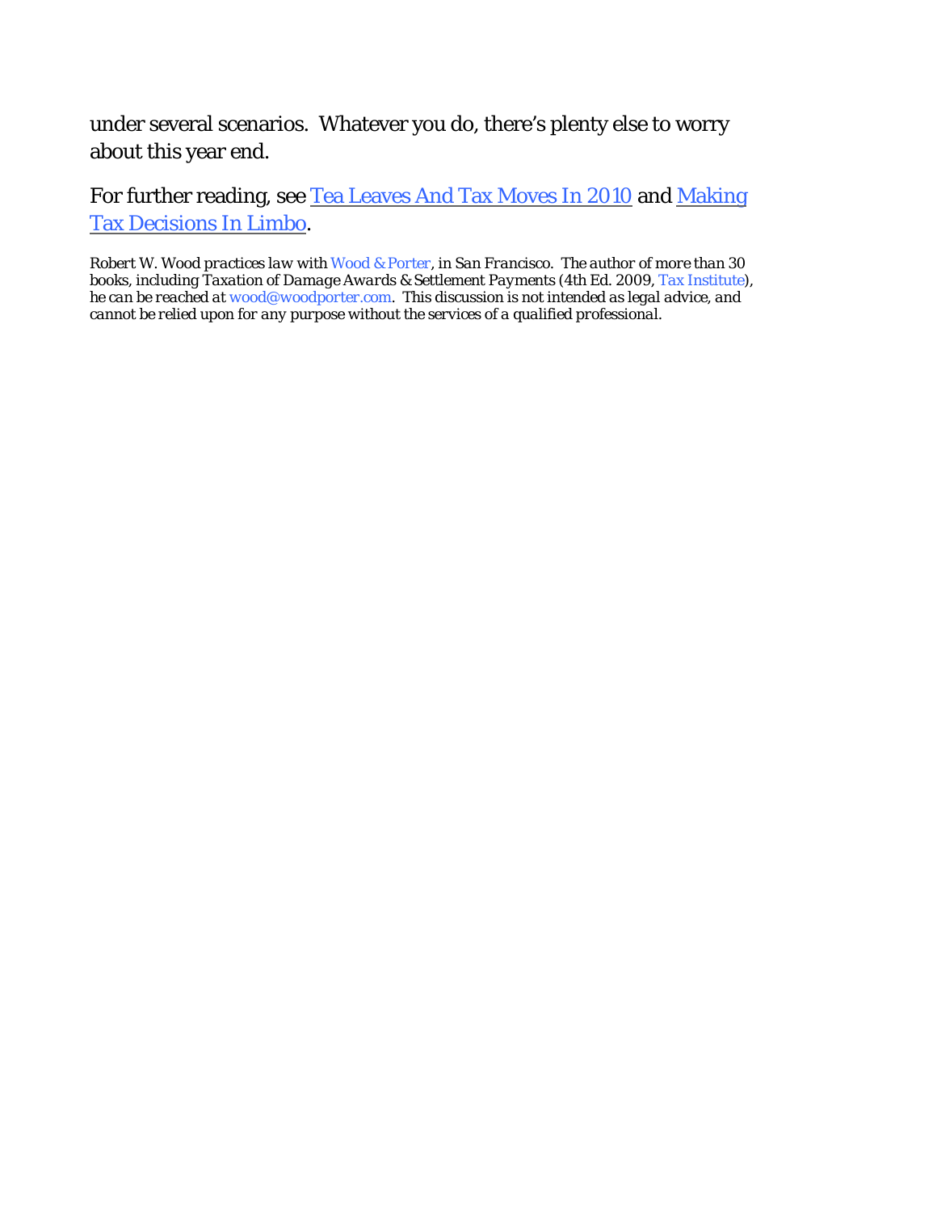under several scenarios. Whatever you do, there's plenty else to worry about this year end.

For further reading, see Tea Leaves And Tax Moves In 2010 and Making Tax Decisions In Limbo.

*Robert W. Wood practices law with Wood & Porter, in San Francisco. The author of more than 30 books, including Taxation of Damage Awards & Settlement Payments (4th Ed. 2009, Tax Institute), he can be reached at wood@woodporter.com. This discussion is not intended as legal advice, and cannot be relied upon for any purpose without the services of a qualified professional.*